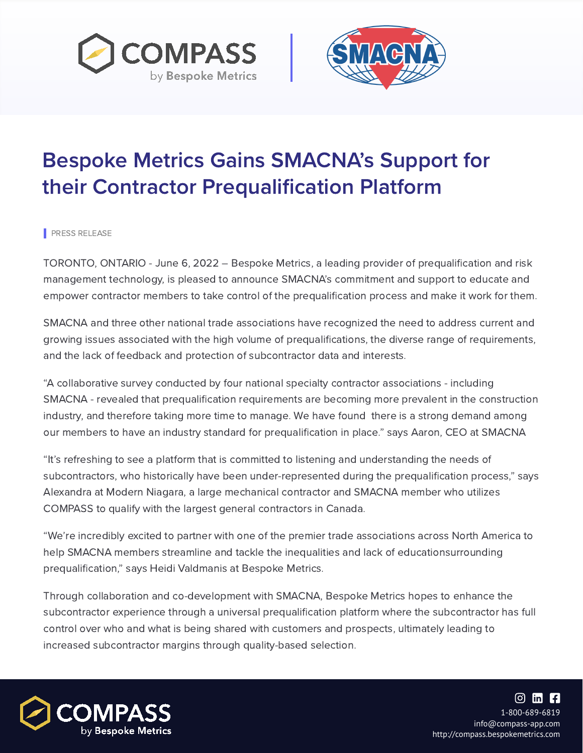# Bespoke Metrics Gains SMACNA's Support for their Contractor Prequalification Platform

PRESS RELEASE

TORONTO, ONTARIO - June 6, 2022 – Bespoke Metrics, a leading provider of prequalification and risk management technology, is pleased to announce SMACNA's commitment and support to educate and empower contractor members to take control of the prequalification process and make it work for them.

SMACNA and three other national trade associations have recognized the need to address current and growing issues associated with the high volume of prequalifications, the diverse range of requirements, and the lack of feedback and protection of subcontractor data and interests.

"A collaborative survey conducted by four national specialty contractor associations - including SMACNA - revealed that prequalification requirements are becoming more prevalent in the construction industry, and therefore taking more time to manage. We have found there is a strong demand among our members to have an industry standard for prequalification in place." says Aaron, CEO at SMACNA

"It's refreshing to see a platform that is committed to listening and understanding the needs of subcontractors, who historically have been under-represented during the prequalification process," says Alexandra at Modern Niagara, a large mechanical contractor and SMACNA member who utilizes COMPASS to qualify with the largest general contractors in Canada.

"We're incredibly excited to partner with one of the premier trade associations across North America to help SMACNA members streamline and tackle the inequalities and lack of educationsurrounding prequalification," says Heidi Valdmanis at Bespoke Metrics.

Through collaboration and co-development with SMACNA, Bespoke Metrics hopes to enhance the subcontractor experience through a universal prequalification platform where the subcontractor has full control over who and what is being shared with customers and prospects, ultimately leading to increased subcontractor margins through quality-based selection.

COMPASS by Bespoke Metrics

1-800-689-6819
info@compass-app.com
http://compass.bespokemetrics.com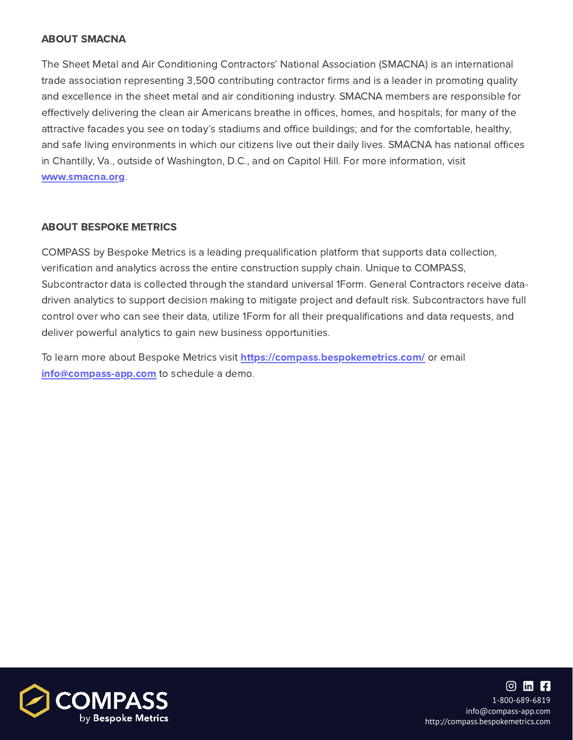## ABOUT SMACNA

The Sheet Metal and Air Conditioning Contractors' National Association (SMACNA) is an international trade association representing 3,500 contributing contractor firms and is a leader in promoting quality and excellence in the sheet metal and air conditioning industry. SMACNA members are responsible for effectively delivering the clean air Americans breathe in offices, homes, and hospitals; for many of the attractive facades you see on today's stadiums and office buildings; and for the comfortable, healthy, and safe living environments in which our citizens live out their daily lives. SMACNA has national offices in Chantilly, Va., outside of Washington, D.C., and on Capitol Hill. For more information, visit **www.smacna.org**.

## ABOUT BESPOKE METRICS

COMPASS by Bespoke Metrics is a leading prequalification platform that supports data collection, verification and analytics across the entire construction supply chain. Unique to COMPASS, Subcontractor data is collected through the standard universal 1Form. General Contractors receive data-driven analytics to support decision making to mitigate project and default risk. Subcontractors have full control over who can see their data, utilize 1Form for all their prequalifications and data requests, and deliver powerful analytics to gain new business opportunities.

To learn more about Bespoke Metrics visit **https://compass.bespokemetrics.com/** or email **info@compass-app.com** to schedule a demo.

COMPASS by Bespoke Metrics

1-800-689-6819
info@compass-app.com
http://compass.bespokemetrics.com